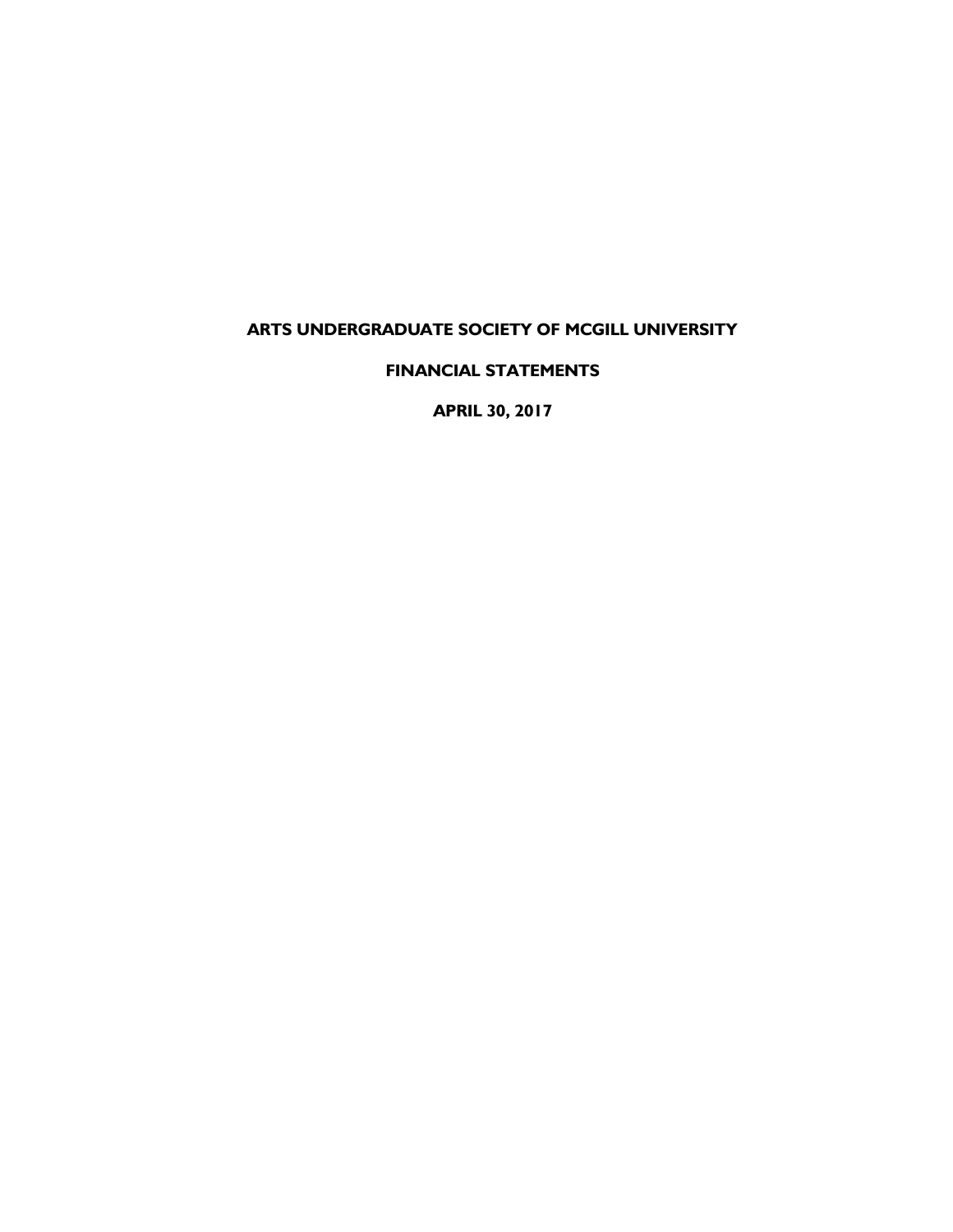# ARTS UNDERGRADUATE SOCIETY OF MCGILL UNIVERSITY

## FINANCIAL STATEMENTS

## APRIL 30, 2017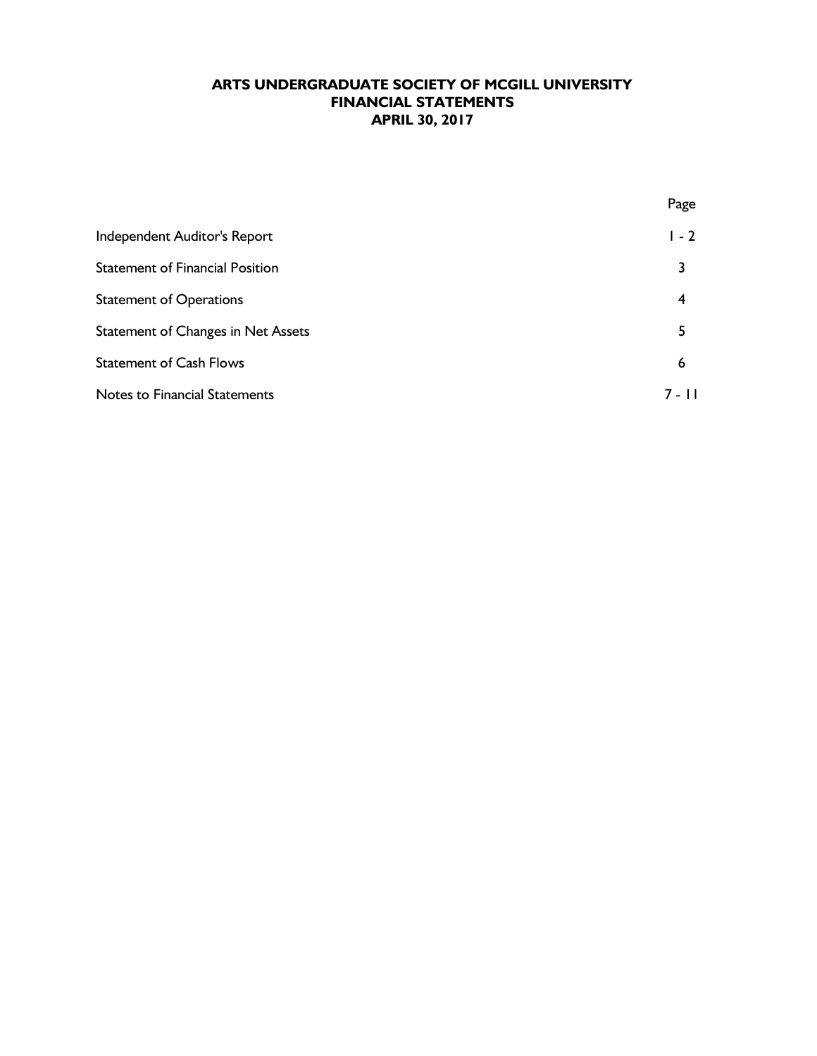# ARTS UNDERGRADUATE SOCIETY OF MCGILL UNIVERSITY
## FINANCIAL STATEMENTS
## APRIL 30, 2017

| | Page |
|---|---|
| Independent Auditor's Report | 1 - 2 |
| Statement of Financial Position | 3 |
| Statement of Operations | 4 |
| Statement of Changes in Net Assets | 5 |
| Statement of Cash Flows | 6 |
| Notes to Financial Statements | 7 - 11 |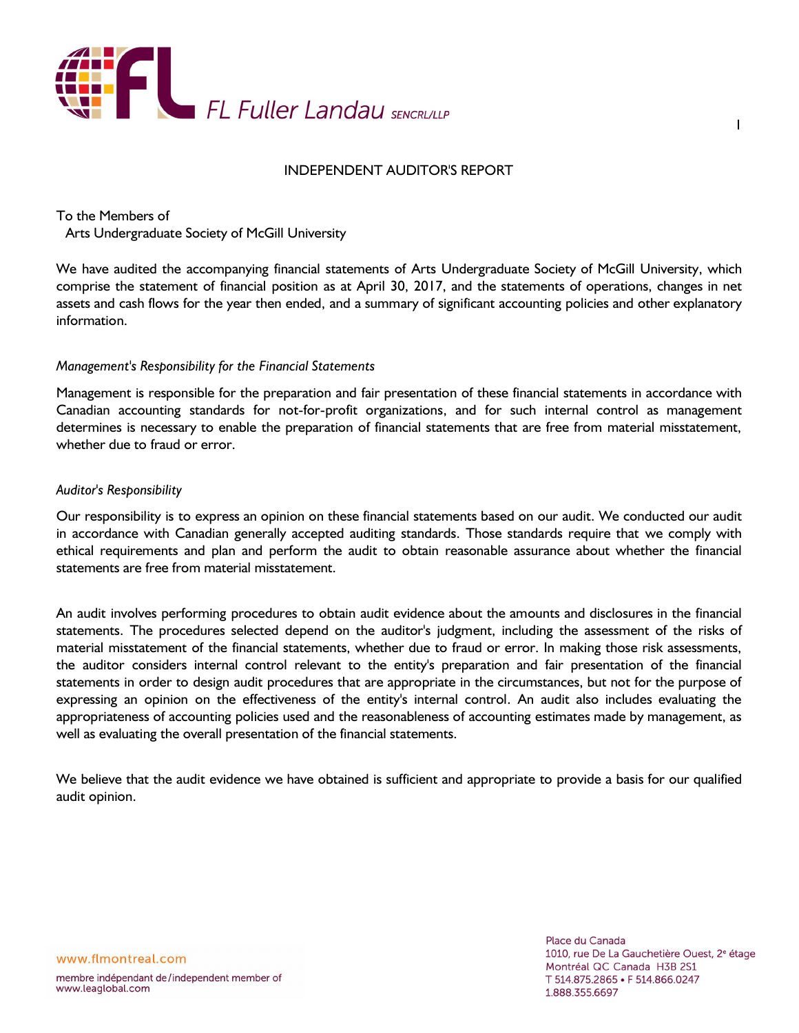# INDEPENDENT AUDITOR'S REPORT

To the Members of
Arts Undergraduate Society of McGill University

We have audited the accompanying financial statements of Arts Undergraduate Society of McGill University, which comprise the statement of financial position as at April 30, 2017, and the statements of operations, changes in net assets and cash flows for the year then ended, and a summary of significant accounting policies and other explanatory information.

*Management's Responsibility for the Financial Statements*

Management is responsible for the preparation and fair presentation of these financial statements in accordance with Canadian accounting standards for not-for-profit organizations, and for such internal control as management determines is necessary to enable the preparation of financial statements that are free from material misstatement, whether due to fraud or error.

*Auditor's Responsibility*

Our responsibility is to express an opinion on these financial statements based on our audit. We conducted our audit in accordance with Canadian generally accepted auditing standards. Those standards require that we comply with ethical requirements and plan and perform the audit to obtain reasonable assurance about whether the financial statements are free from material misstatement.

An audit involves performing procedures to obtain audit evidence about the amounts and disclosures in the financial statements. The procedures selected depend on the auditor's judgment, including the assessment of the risks of material misstatement of the financial statements, whether due to fraud or error. In making those risk assessments, the auditor considers internal control relevant to the entity's preparation and fair presentation of the financial statements in order to design audit procedures that are appropriate in the circumstances, but not for the purpose of expressing an opinion on the effectiveness of the entity's internal control. An audit also includes evaluating the appropriateness of accounting policies used and the reasonableness of accounting estimates made by management, as well as evaluating the overall presentation of the financial statements.

We believe that the audit evidence we have obtained is sufficient and appropriate to provide a basis for our qualified audit opinion.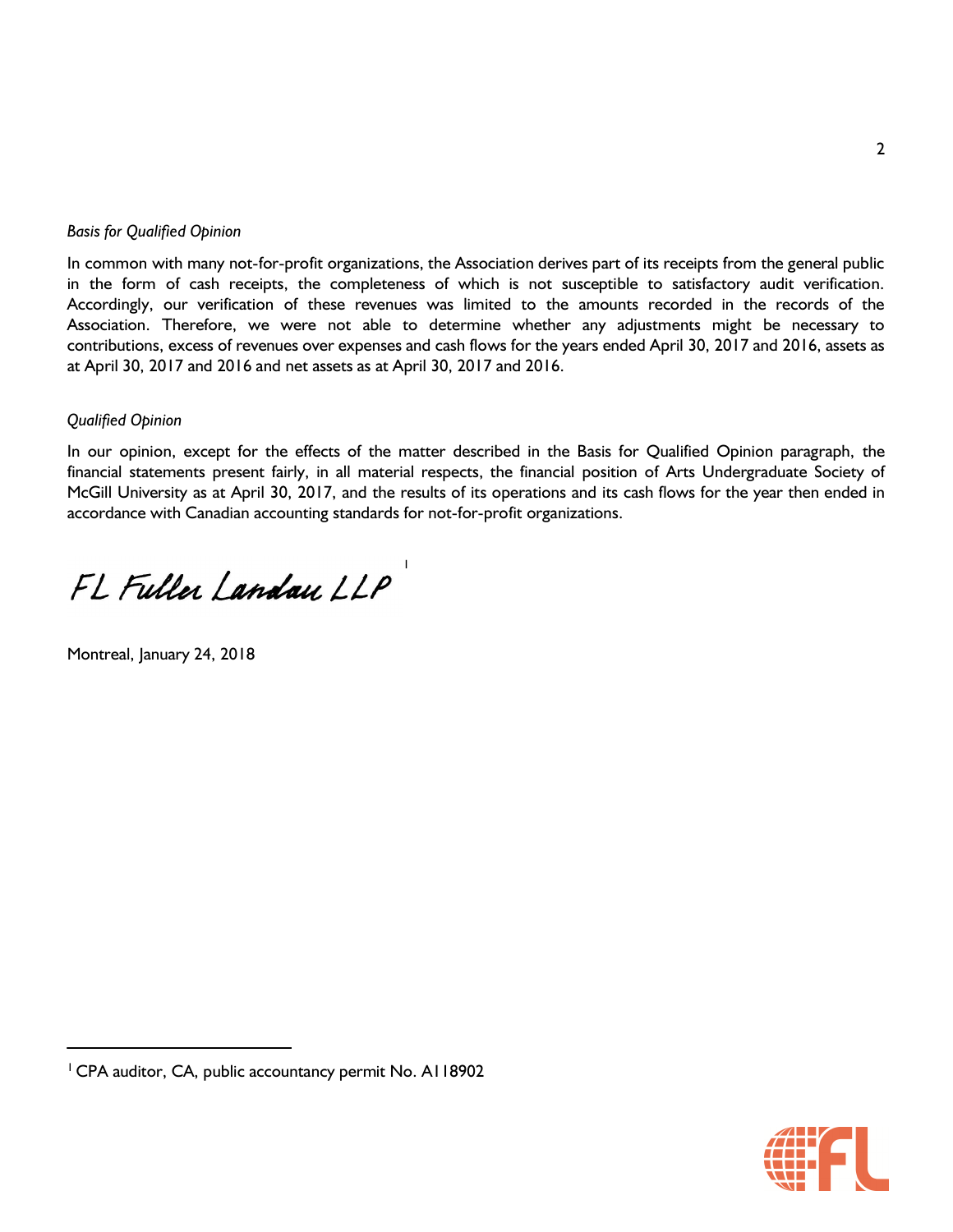*Basis for Qualified Opinion*

In common with many not-for-profit organizations, the Association derives part of its receipts from the general public in the form of cash receipts, the completeness of which is not susceptible to satisfactory audit verification. Accordingly, our verification of these revenues was limited to the amounts recorded in the records of the Association. Therefore, we were not able to determine whether any adjustments might be necessary to contributions, excess of revenues over expenses and cash flows for the years ended April 30, 2017 and 2016, assets as at April 30, 2017 and 2016 and net assets as at April 30, 2017 and 2016.

*Qualified Opinion*

In our opinion, except for the effects of the matter described in the Basis for Qualified Opinion paragraph, the financial statements present fairly, in all material respects, the financial position of Arts Undergraduate Society of McGill University as at April 30, 2017, and the results of its operations and its cash flows for the year then ended in accordance with Canadian accounting standards for not-for-profit organizations.

FL Fuller Landau LLP [1]

Montreal, January 24, 2018

[1] CPA auditor, CA, public accountancy permit No. A118902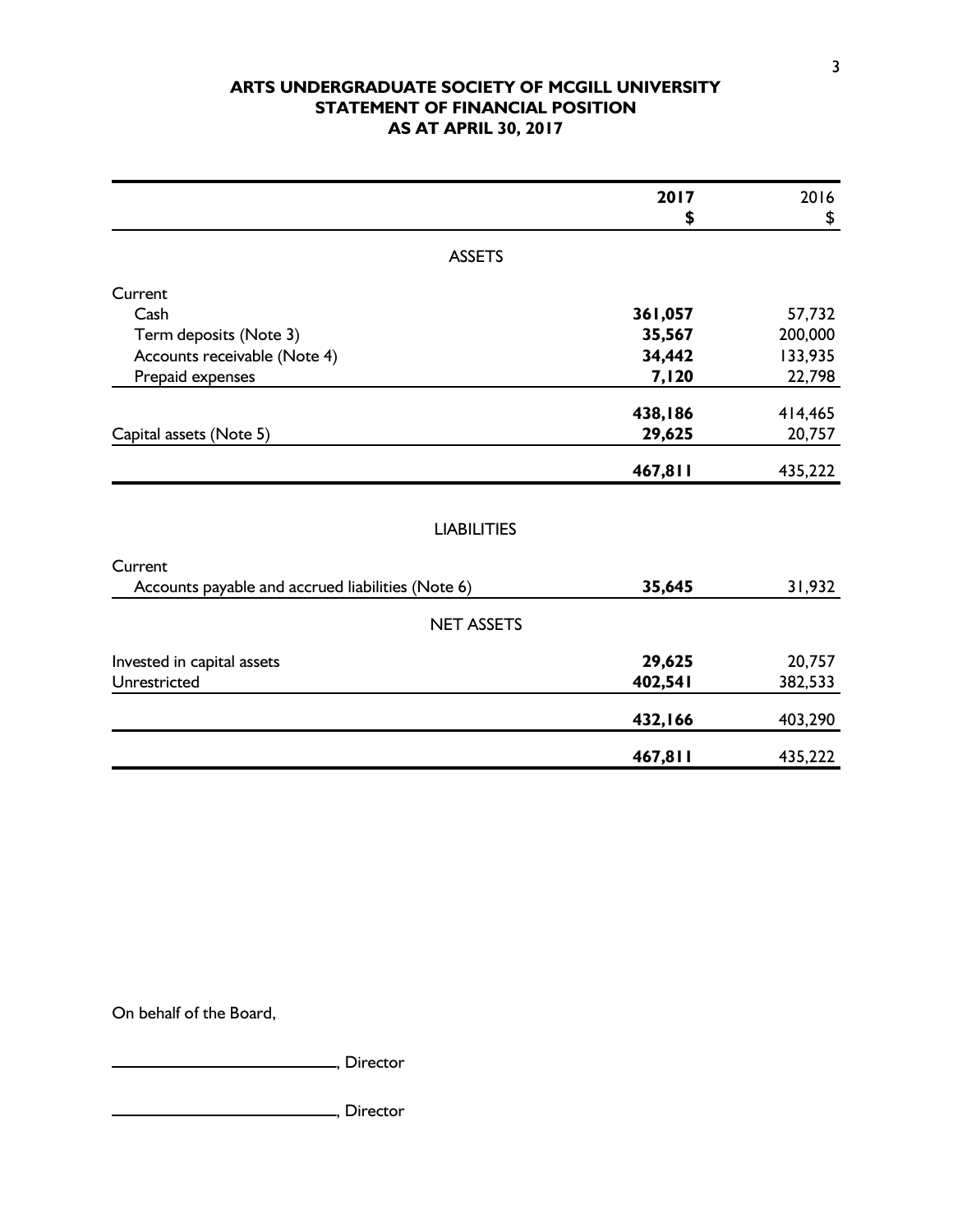# ARTS UNDERGRADUATE SOCIETY OF MCGILL UNIVERSITY
## STATEMENT OF FINANCIAL POSITION
### AS AT APRIL 30, 2017

| | **2017** **$** | 2016 $ |
|---|---|---|
| ASSETS | | |
| **Current** | | |
| Cash | **361,057** | 57,732 |
| Term deposits (Note 3) | **35,567** | 200,000 |
| Accounts receivable (Note 4) | **34,442** | 133,935 |
| Prepaid expenses | **7,120** | 22,798 |
| | **438,186** | 414,465 |
| Capital assets (Note 5) | **29,625** | 20,757 |
| | **467,811** | 435,222 |
| LIABILITIES | | |
| **Current** | | |
| Accounts payable and accrued liabilities (Note 6) | **35,645** | 31,932 |
| NET ASSETS | | |
| Invested in capital assets | **29,625** | 20,757 |
| Unrestricted | **402,541** | 382,533 |
| | **432,166** | 403,290 |
| | **467,811** | 435,222 |

On behalf of the Board,

\_\_\_\_\_\_\_\_\_\_\_\_\_\_\_\_\_\_\_\_\_\_\_\_, Director

\_\_\_\_\_\_\_\_\_\_\_\_\_\_\_\_\_\_\_\_\_\_\_\_, Director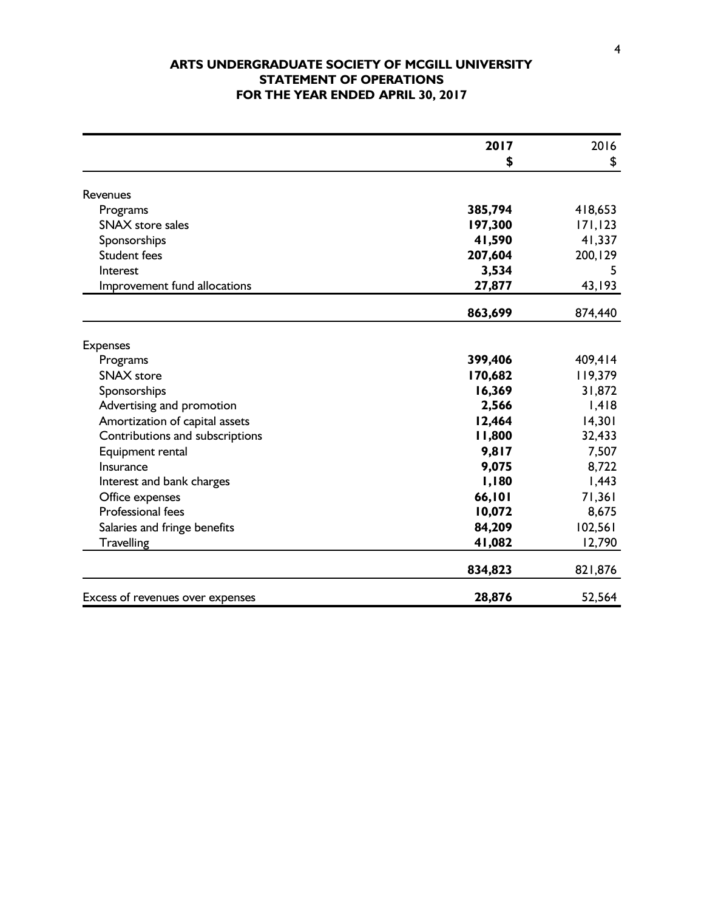# ARTS UNDERGRADUATE SOCIETY OF MCGILL UNIVERSITY
## STATEMENT OF OPERATIONS
## FOR THE YEAR ENDED APRIL 30, 2017

| | **2017** | 2016 |
|---|---|---|
| | **$** | $ |
| Revenues | | |
| Programs | **385,794** | 418,653 |
| SNAX store sales | **197,300** | 171,123 |
| Sponsorships | **41,590** | 41,337 |
| Student fees | **207,604** | 200,129 |
| Interest | **3,534** | 5 |
| Improvement fund allocations | **27,877** | 43,193 |
| | **863,699** | 874,440 |
| Expenses | | |
| Programs | **399,406** | 409,414 |
| SNAX store | **170,682** | 119,379 |
| Sponsorships | **16,369** | 31,872 |
| Advertising and promotion | **2,566** | 1,418 |
| Amortization of capital assets | **12,464** | 14,301 |
| Contributions and subscriptions | **11,800** | 32,433 |
| Equipment rental | **9,817** | 7,507 |
| Insurance | **9,075** | 8,722 |
| Interest and bank charges | **1,180** | 1,443 |
| Office expenses | **66,101** | 71,361 |
| Professional fees | **10,072** | 8,675 |
| Salaries and fringe benefits | **84,209** | 102,561 |
| Travelling | **41,082** | 12,790 |
| | **834,823** | 821,876 |
| Excess of revenues over expenses | **28,876** | 52,564 |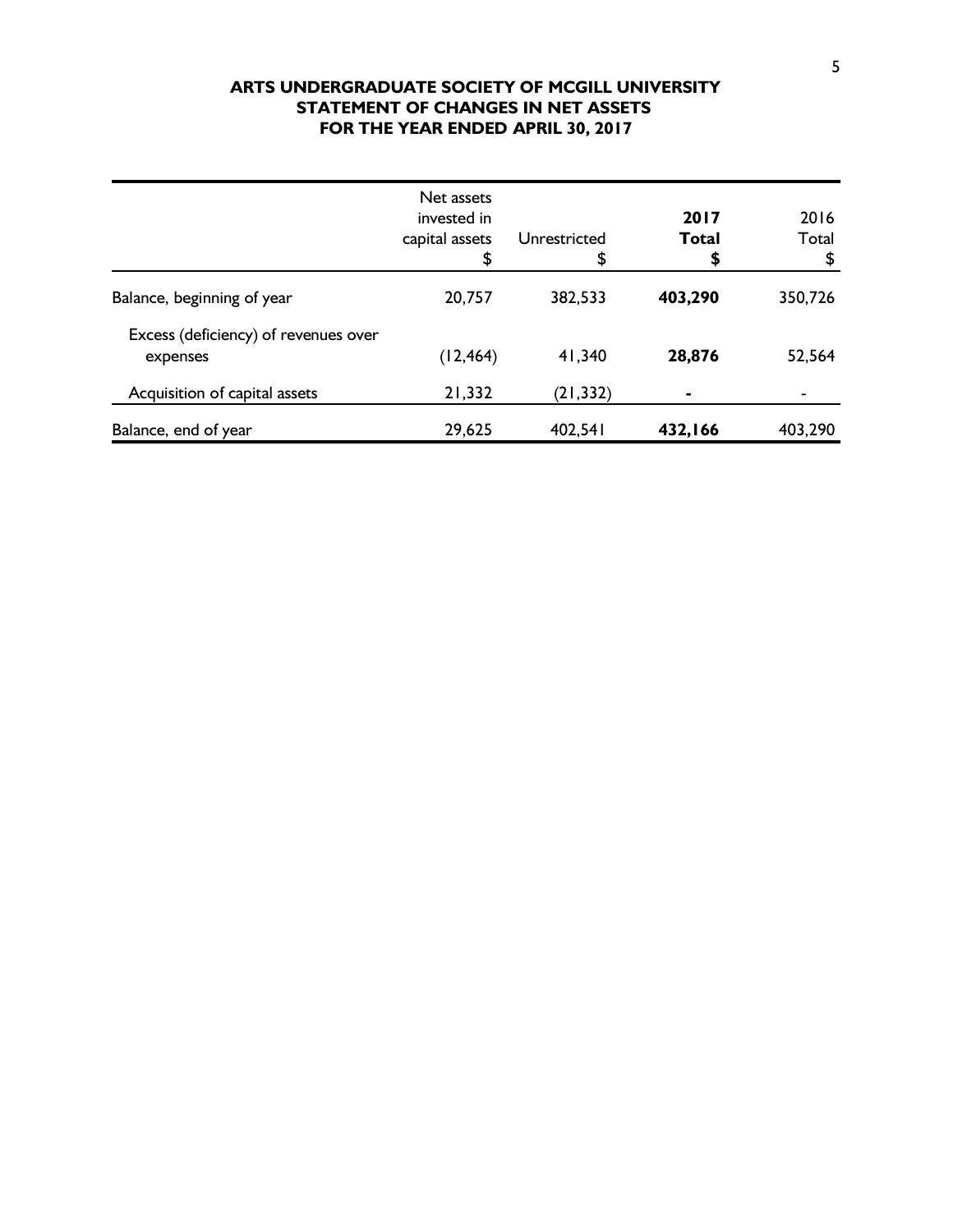**ARTS UNDERGRADUATE SOCIETY OF MCGILL UNIVERSITY**
**STATEMENT OF CHANGES IN NET ASSETS**
**FOR THE YEAR ENDED APRIL 30, 2017**

| | Net assets invested in capital assets $ | Unrestricted $ | **2017 Total $** | 2016 Total $ |
|---|---|---|---|---|
| Balance, beginning of year | 20,757 | 382,533 | **403,290** | 350,726 |
| Excess (deficiency) of revenues over expenses | (12,464) | 41,340 | **28,876** | 52,564 |
| Acquisition of capital assets | 21,332 | (21,332) | **-** | - |
| Balance, end of year | 29,625 | 402,541 | **432,166** | 403,290 |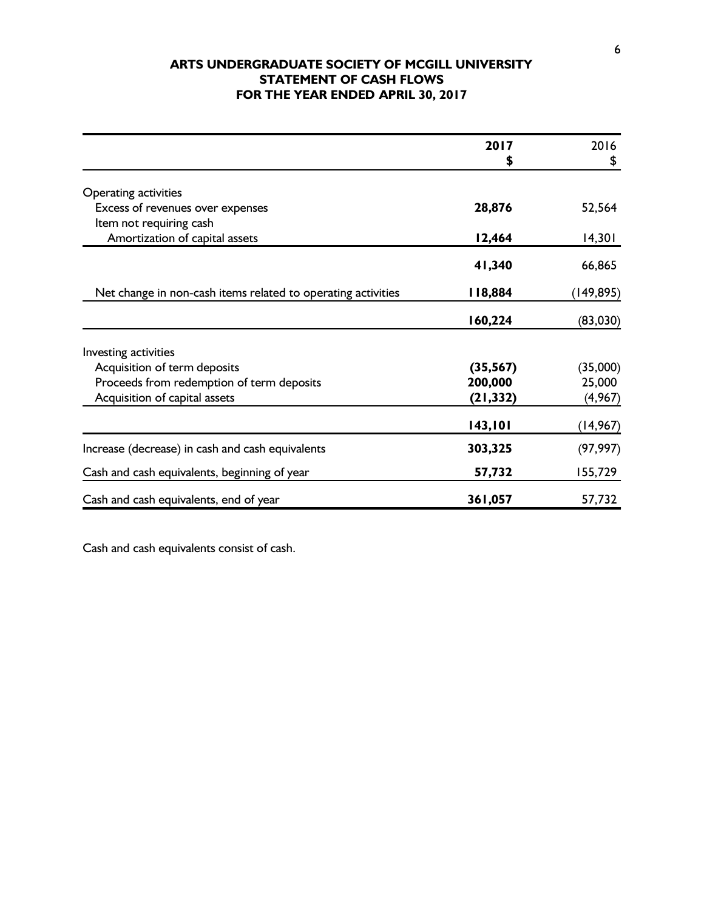# ARTS UNDERGRADUATE SOCIETY OF MCGILL UNIVERSITY
## STATEMENT OF CASH FLOWS
## FOR THE YEAR ENDED APRIL 30, 2017

| | **2017** **$** | 2016 $ |
|---|---|---|
| Operating activities | | |
| Excess of revenues over expenses | **28,876** | 52,564 |
| Item not requiring cash | | |
| Amortization of capital assets | **12,464** | 14,301 |
| | **41,340** | 66,865 |
| Net change in non-cash items related to operating activities | **118,884** | (149,895) |
| | **160,224** | (83,030) |
| Investing activities | | |
| Acquisition of term deposits | **(35,567)** | (35,000) |
| Proceeds from redemption of term deposits | **200,000** | 25,000 |
| Acquisition of capital assets | **(21,332)** | (4,967) |
| | **143,101** | (14,967) |
| Increase (decrease) in cash and cash equivalents | **303,325** | (97,997) |
| Cash and cash equivalents, beginning of year | **57,732** | 155,729 |
| Cash and cash equivalents, end of year | **361,057** | 57,732 |

Cash and cash equivalents consist of cash.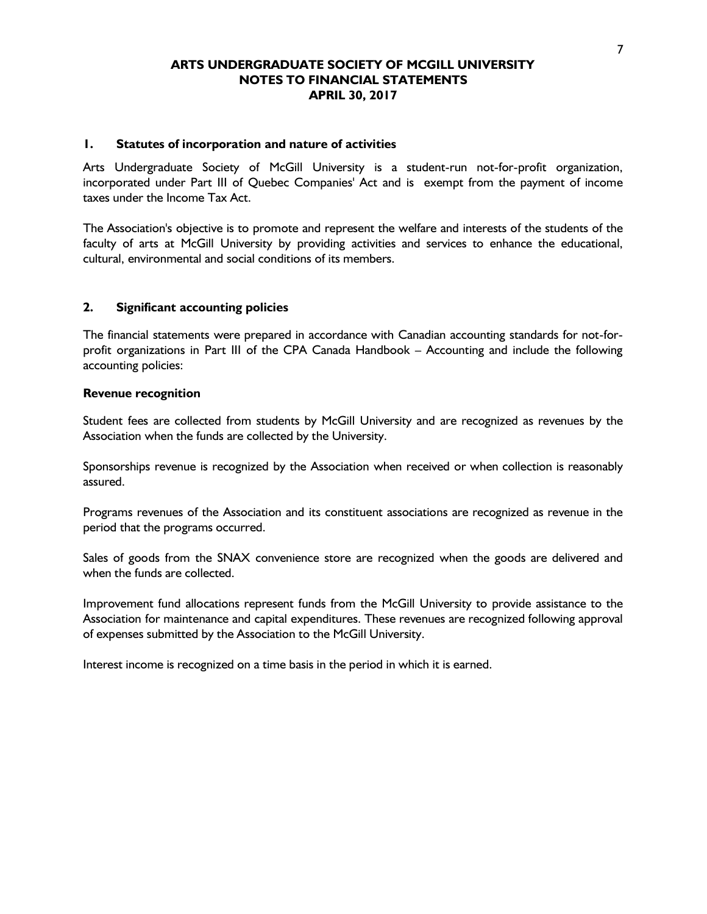# ARTS UNDERGRADUATE SOCIETY OF MCGILL UNIVERSITY
# NOTES TO FINANCIAL STATEMENTS
# APRIL 30, 2017

## 1. Statutes of incorporation and nature of activities

Arts Undergraduate Society of McGill University is a student-run not-for-profit organization, incorporated under Part III of Quebec Companies' Act and is exempt from the payment of income taxes under the Income Tax Act.

The Association's objective is to promote and represent the welfare and interests of the students of the faculty of arts at McGill University by providing activities and services to enhance the educational, cultural, environmental and social conditions of its members.

## 2. Significant accounting policies

The financial statements were prepared in accordance with Canadian accounting standards for not-for-profit organizations in Part III of the CPA Canada Handbook – Accounting and include the following accounting policies:

**Revenue recognition**

Student fees are collected from students by McGill University and are recognized as revenues by the Association when the funds are collected by the University.

Sponsorships revenue is recognized by the Association when received or when collection is reasonably assured.

Programs revenues of the Association and its constituent associations are recognized as revenue in the period that the programs occurred.

Sales of goods from the SNAX convenience store are recognized when the goods are delivered and when the funds are collected.

Improvement fund allocations represent funds from the McGill University to provide assistance to the Association for maintenance and capital expenditures. These revenues are recognized following approval of expenses submitted by the Association to the McGill University.

Interest income is recognized on a time basis in the period in which it is earned.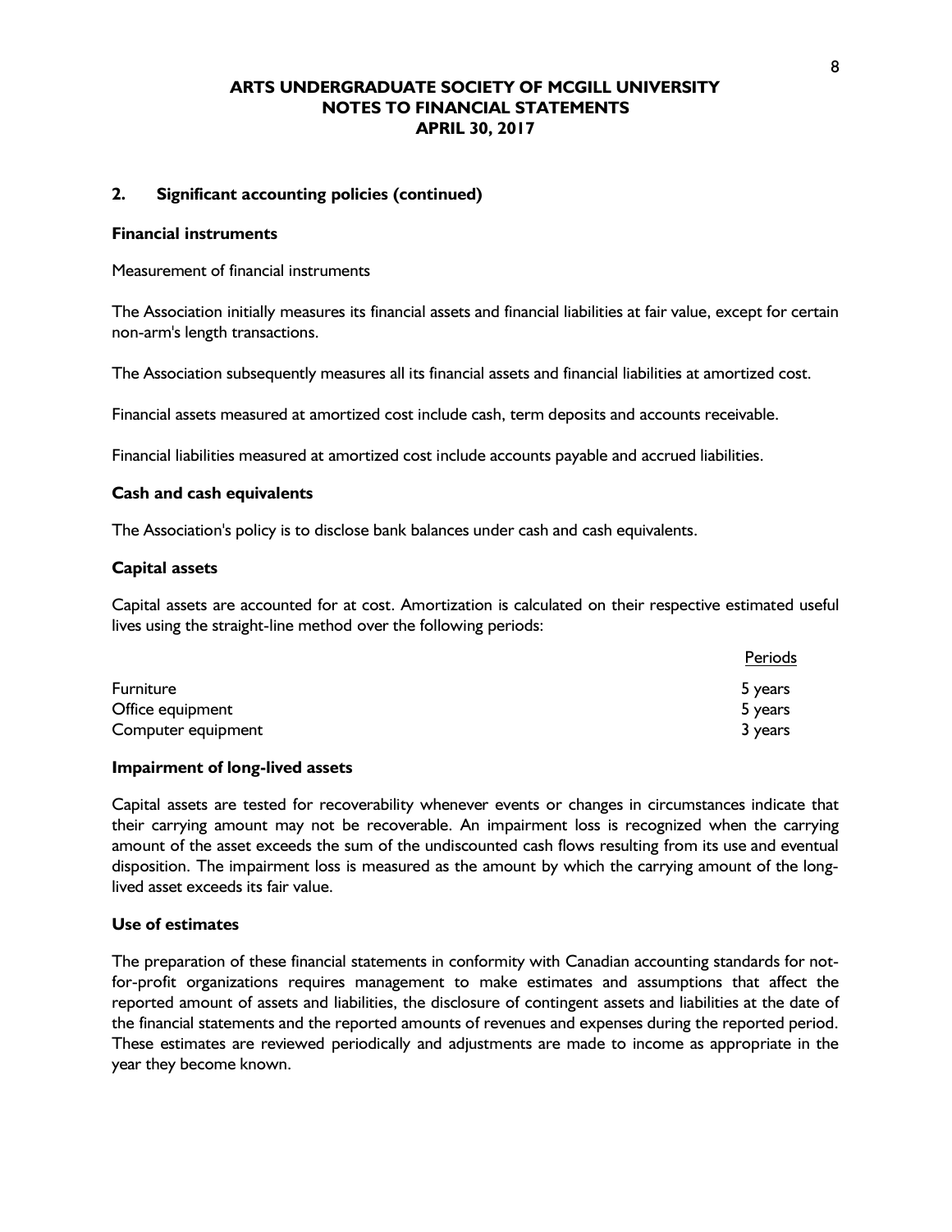# ARTS UNDERGRADUATE SOCIETY OF MCGILL UNIVERSITY
# NOTES TO FINANCIAL STATEMENTS
# APRIL 30, 2017

## 2. Significant accounting policies (continued)

### Financial instruments

Measurement of financial instruments

The Association initially measures its financial assets and financial liabilities at fair value, except for certain non-arm's length transactions.

The Association subsequently measures all its financial assets and financial liabilities at amortized cost.

Financial assets measured at amortized cost include cash, term deposits and accounts receivable.

Financial liabilities measured at amortized cost include accounts payable and accrued liabilities.

### Cash and cash equivalents

The Association's policy is to disclose bank balances under cash and cash equivalents.

### Capital assets

Capital assets are accounted for at cost. Amortization is calculated on their respective estimated useful lives using the straight-line method over the following periods:

| | Periods |
|---|---|
| Furniture | 5 years |
| Office equipment | 5 years |
| Computer equipment | 3 years |

### Impairment of long-lived assets

Capital assets are tested for recoverability whenever events or changes in circumstances indicate that their carrying amount may not be recoverable. An impairment loss is recognized when the carrying amount of the asset exceeds the sum of the undiscounted cash flows resulting from its use and eventual disposition. The impairment loss is measured as the amount by which the carrying amount of the long-lived asset exceeds its fair value.

### Use of estimates

The preparation of these financial statements in conformity with Canadian accounting standards for not-for-profit organizations requires management to make estimates and assumptions that affect the reported amount of assets and liabilities, the disclosure of contingent assets and liabilities at the date of the financial statements and the reported amounts of revenues and expenses during the reported period. These estimates are reviewed periodically and adjustments are made to income as appropriate in the year they become known.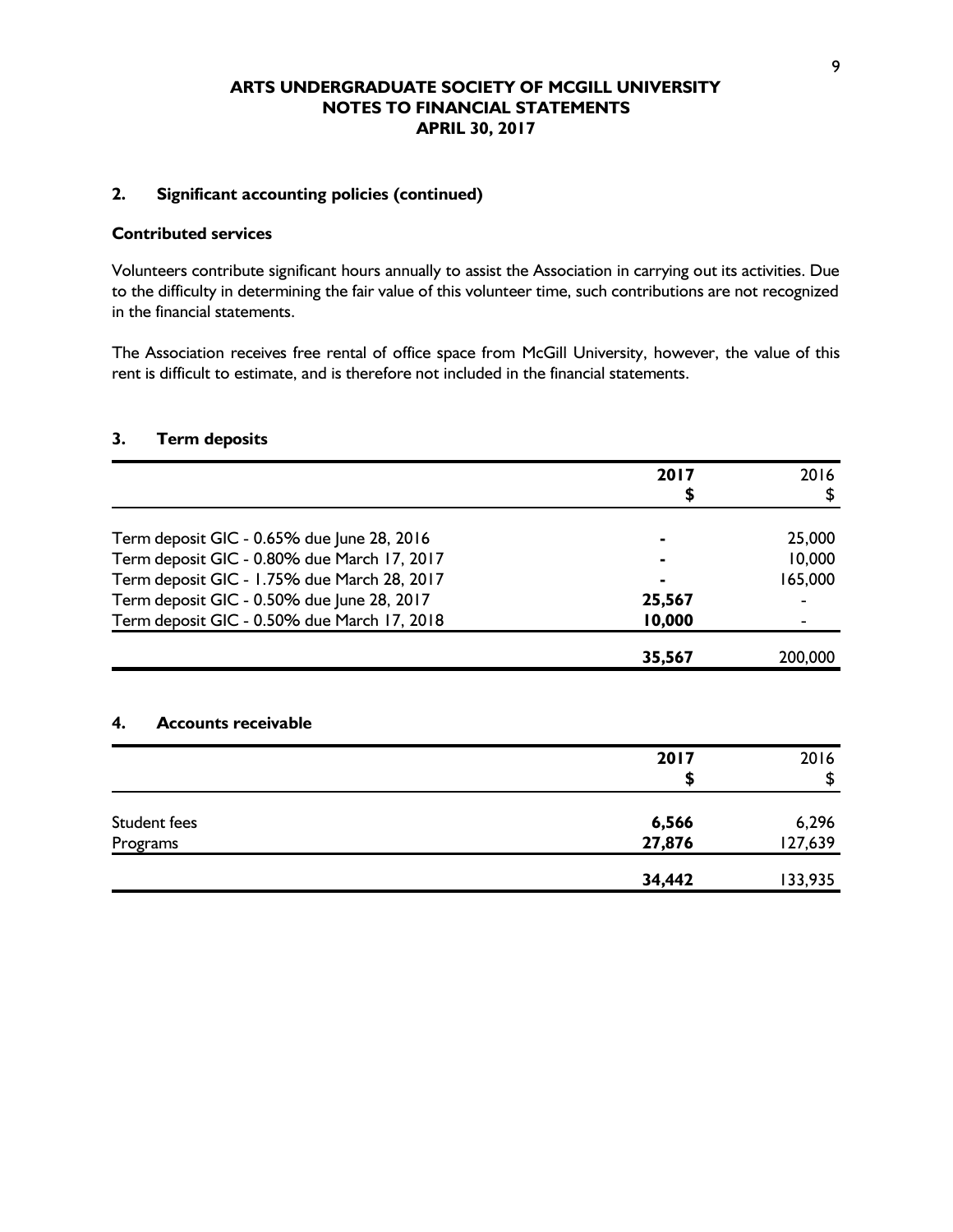# ARTS UNDERGRADUATE SOCIETY OF MCGILL UNIVERSITY
# NOTES TO FINANCIAL STATEMENTS
# APRIL 30, 2017

## 2. Significant accounting policies (continued)

### Contributed services

Volunteers contribute significant hours annually to assist the Association in carrying out its activities. Due to the difficulty in determining the fair value of this volunteer time, such contributions are not recognized in the financial statements.

The Association receives free rental of office space from McGill University, however, the value of this rent is difficult to estimate, and is therefore not included in the financial statements.

## 3. Term deposits

| | **2017** **$** | 2016 $ |
|---|---|---|
| Term deposit GIC - 0.65% due June 28, 2016 | **-** | 25,000 |
| Term deposit GIC - 0.80% due March 17, 2017 | **-** | 10,000 |
| Term deposit GIC - 1.75% due March 28, 2017 | **-** | 165,000 |
| Term deposit GIC - 0.50% due June 28, 2017 | **25,567** | - |
| Term deposit GIC - 0.50% due March 17, 2018 | **10,000** | - |
| | **35,567** | 200,000 |

## 4. Accounts receivable

| | **2017** **$** | 2016 $ |
|---|---|---|
| Student fees | **6,566** | 6,296 |
| Programs | **27,876** | 127,639 |
| | **34,442** | 133,935 |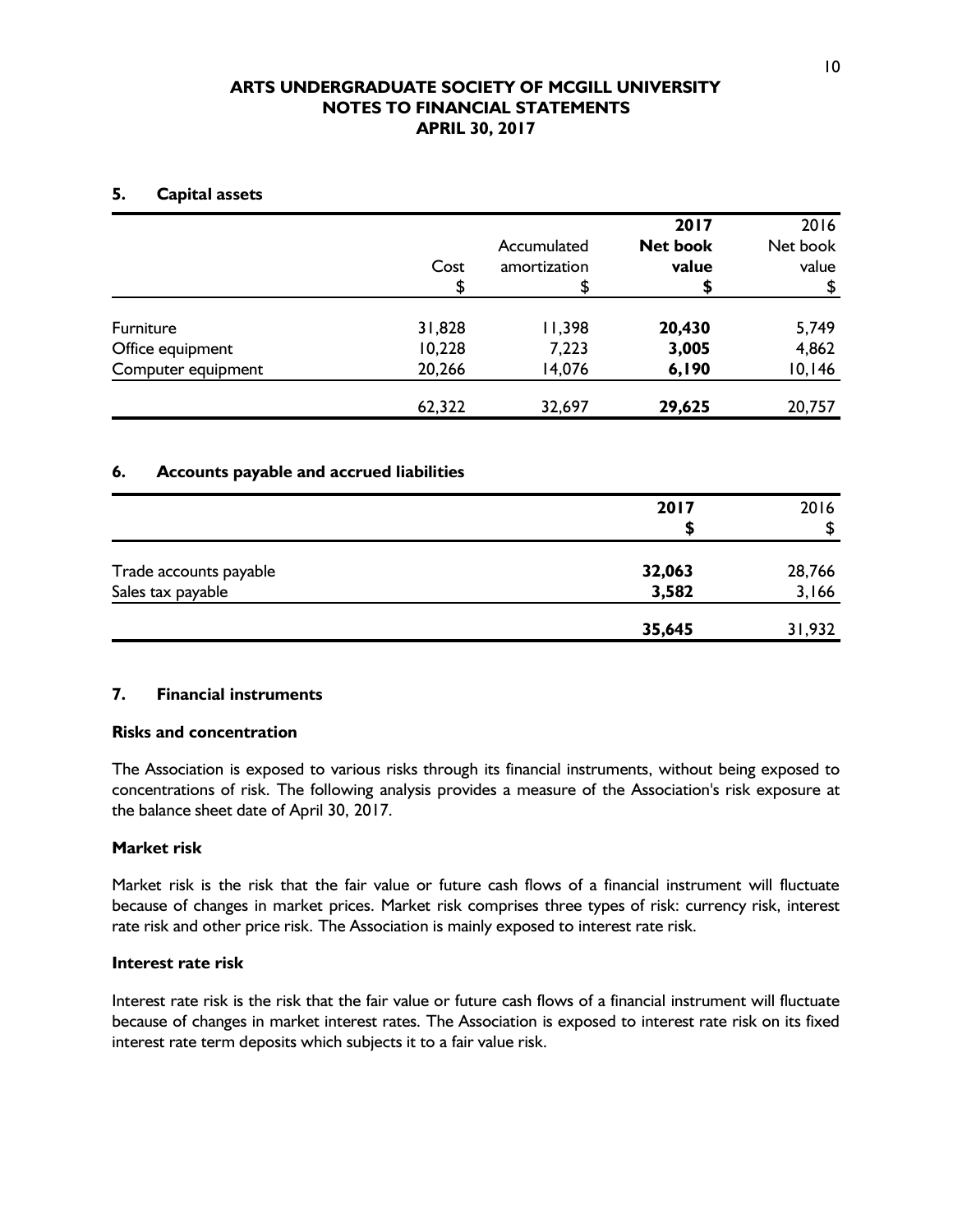# ARTS UNDERGRADUATE SOCIETY OF MCGILL UNIVERSITY
# NOTES TO FINANCIAL STATEMENTS
# APRIL 30, 2017

## 5. Capital assets

| | Cost<br>$ | Accumulated amortization<br>$ | **2017 Net book value<br>$** | 2016 Net book value<br>$ |
|---|---|---|---|---|
| Furniture | 31,828 | 11,398 | **20,430** | 5,749 |
| Office equipment | 10,228 | 7,223 | **3,005** | 4,862 |
| Computer equipment | 20,266 | 14,076 | **6,190** | 10,146 |
| | 62,322 | 32,697 | **29,625** | 20,757 |

## 6. Accounts payable and accrued liabilities

| | **2017<br>$** | 2016<br>$ |
|---|---|---|
| Trade accounts payable | **32,063** | 28,766 |
| Sales tax payable | **3,582** | 3,166 |
| | **35,645** | 31,932 |

## 7. Financial instruments

**Risks and concentration**

The Association is exposed to various risks through its financial instruments, without being exposed to concentrations of risk. The following analysis provides a measure of the Association's risk exposure at the balance sheet date of April 30, 2017.

**Market risk**

Market risk is the risk that the fair value or future cash flows of a financial instrument will fluctuate because of changes in market prices. Market risk comprises three types of risk: currency risk, interest rate risk and other price risk. The Association is mainly exposed to interest rate risk.

**Interest rate risk**

Interest rate risk is the risk that the fair value or future cash flows of a financial instrument will fluctuate because of changes in market interest rates. The Association is exposed to interest rate risk on its fixed interest rate term deposits which subjects it to a fair value risk.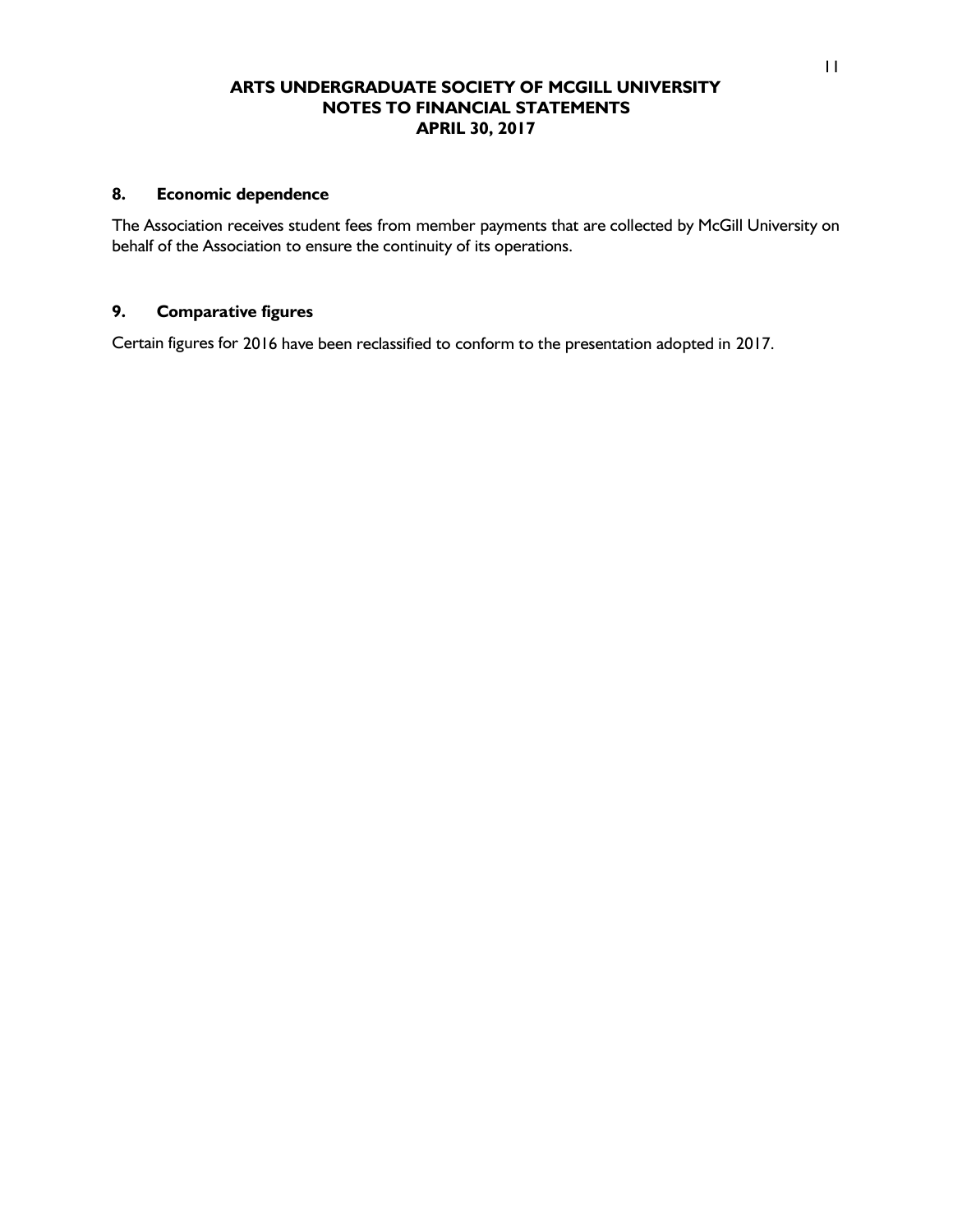# ARTS UNDERGRADUATE SOCIETY OF MCGILL UNIVERSITY
# NOTES TO FINANCIAL STATEMENTS
# APRIL 30, 2017

## 8. Economic dependence

The Association receives student fees from member payments that are collected by McGill University on behalf of the Association to ensure the continuity of its operations.

## 9. Comparative figures

Certain figures for 2016 have been reclassified to conform to the presentation adopted in 2017.